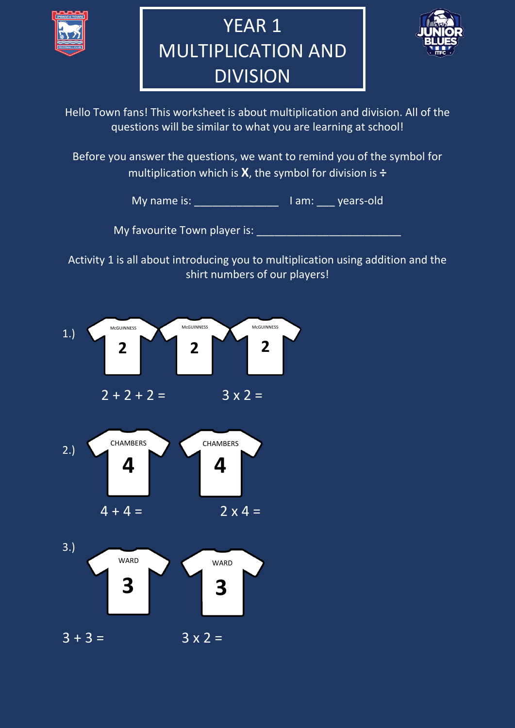# YEAR 1 MULTIPLICATION AND DIVISION

Hello Town fans! This worksheet is about multiplication and division. All of the questions will be similar to what you are learning at school!

Before you answer the questions, we want to remind you of the symbol for multiplication which is **X**, the symbol for division is **÷**

My name is: ______________ I am: ___ years-old

My favourite Town player is: ________________________

Activity 1 is all about introducing you to multiplication using addition and the shirt numbers of our players!

1.) McGUINNESS 2 McGUINNESS 2 McGUINNESS 2

2 + 2 + 2 = 3 x 2 =

2.) CHAMBERS 4 CHAMBERS 4

4 + 4 = 2 x 4 =

3.) WARD 3 WARD 3

3 + 3 = 3 x 2 =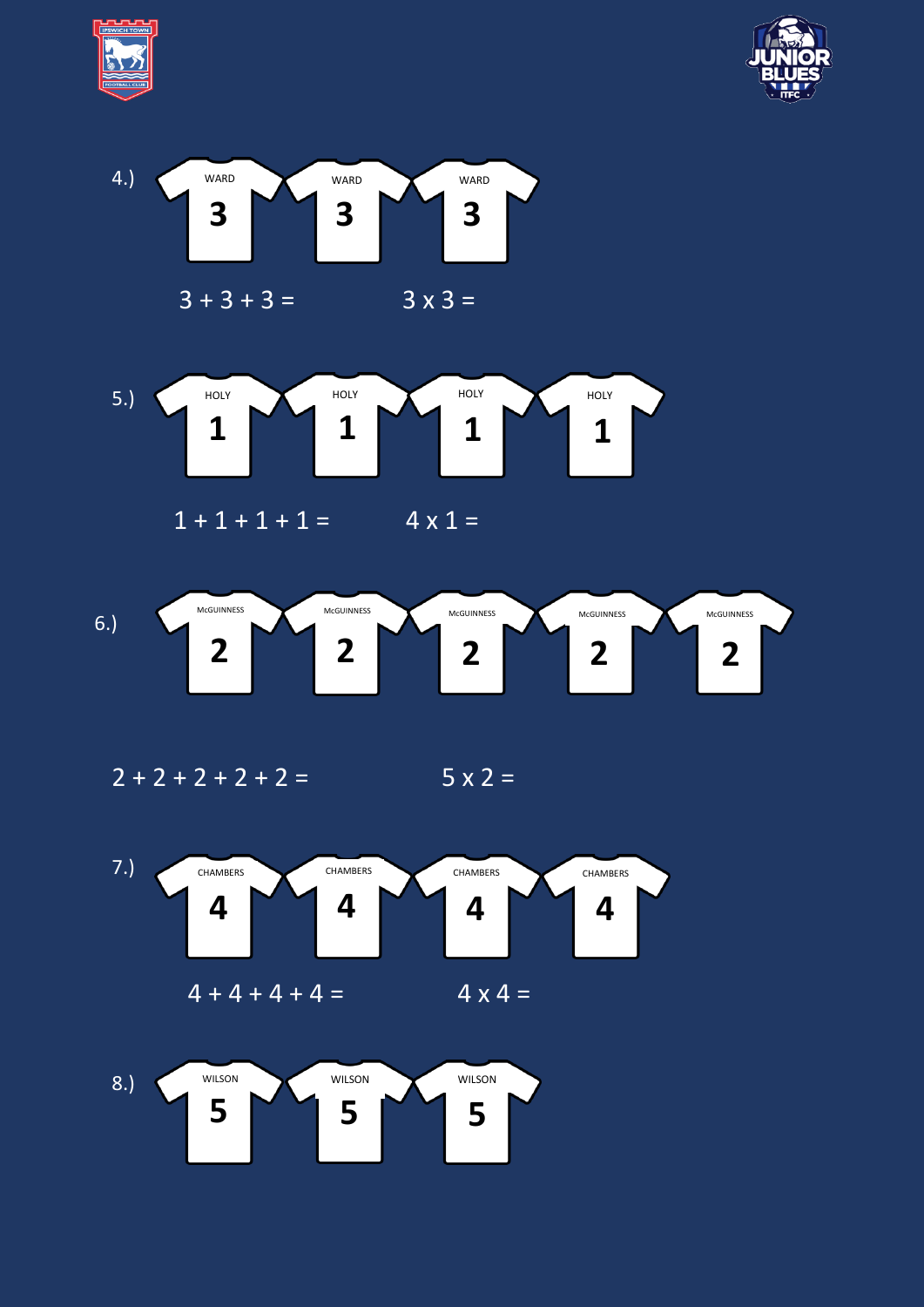4.) WARD 3 | WARD 3 | WARD 3

$3 + 3 + 3 =$ $3 \times 3 =$

5.) HOLY 1 | HOLY 1 | HOLY 1 | HOLY 1

$1 + 1 + 1 + 1 =$ $4 \times 1 =$

6.) McGUINNESS 2 | McGUINNESS 2 | McGUINNESS 2 | McGUINNESS 2 | McGUINNESS 2

$2 + 2 + 2 + 2 + 2 =$ $5 \times 2 =$

7.) CHAMBERS 4 | CHAMBERS 4 | CHAMBERS 4 | CHAMBERS 4

$4 + 4 + 4 + 4 =$ $4 \times 4 =$

8.) WILSON 5 | WILSON 5 | WILSON 5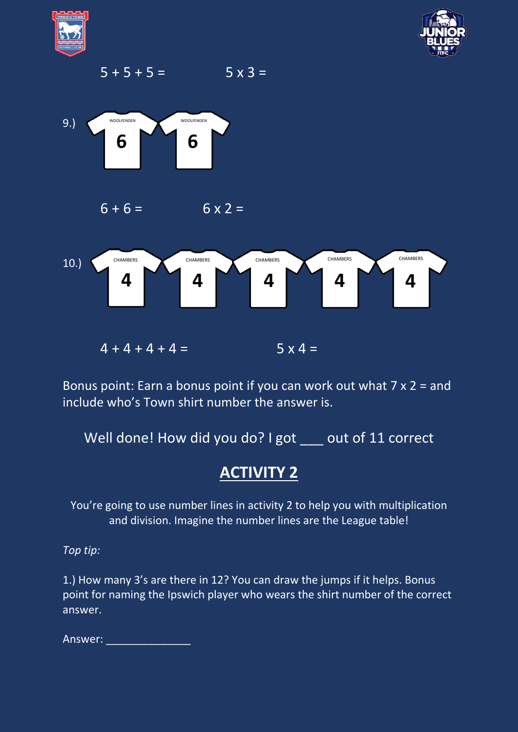5 + 5 + 5 =　　　5 x 3 =

9.) WOOLFENDEN 6　WOOLFENDEN 6

6 + 6 =　　　6 x 2 =

10.) CHAMBERS 4　CHAMBERS 4　CHAMBERS 4　CHAMBERS 4　CHAMBERS 4

4 + 4 + 4 + 4 =　　　5 x 4 =

Bonus point: Earn a bonus point if you can work out what 7 x 2 = and include who's Town shirt number the answer is.

Well done! How did you do? I got ___ out of 11 correct

## ACTIVITY 2

You're going to use number lines in activity 2 to help you with multiplication and division. Imagine the number lines are the League table!

*Top tip:*

1.) How many 3's are there in 12? You can draw the jumps if it helps. Bonus point for naming the Ipswich player who wears the shirt number of the correct answer.

Answer: _____________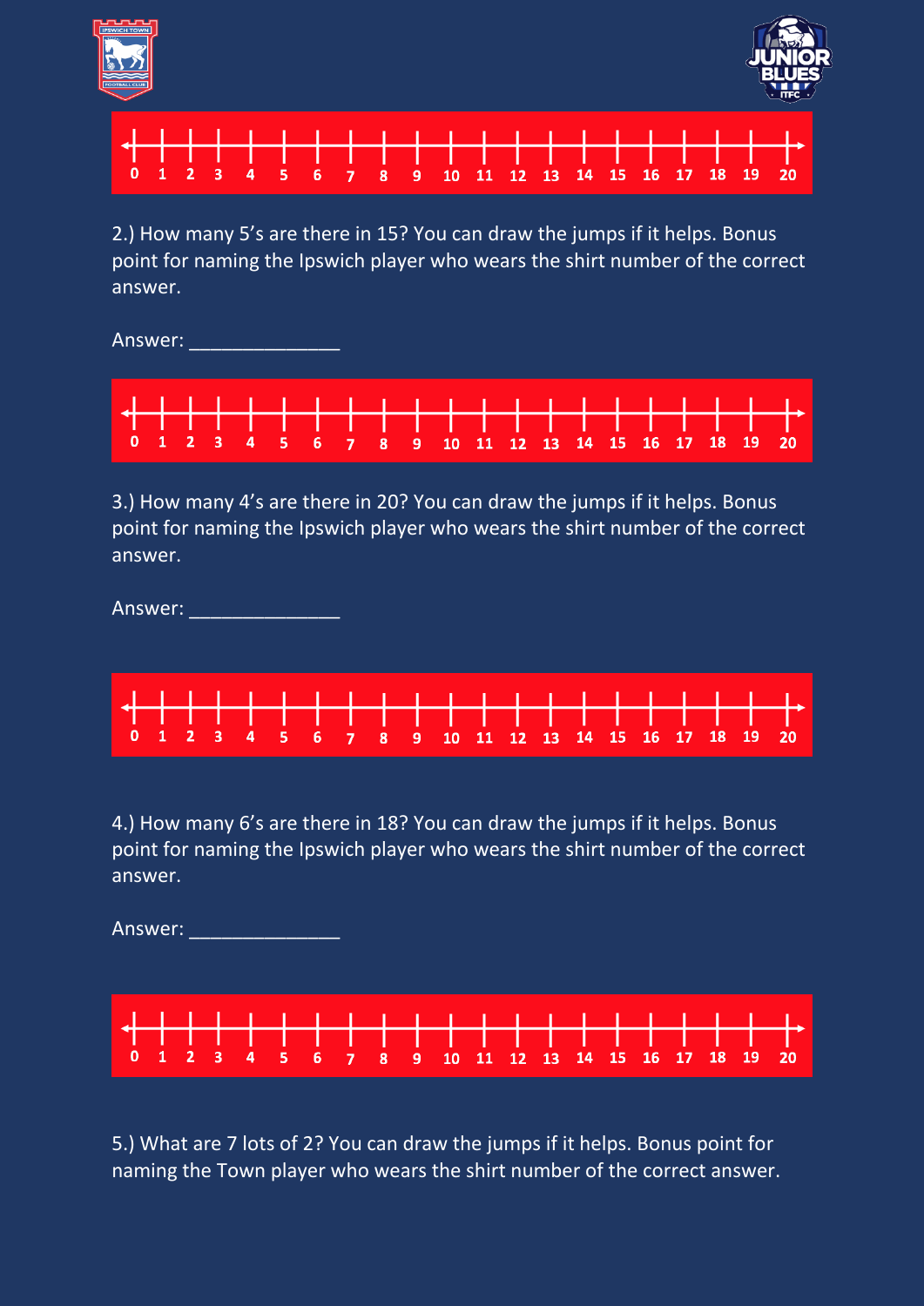0 1 2 3 4 5 6 7 8 9 10 11 12 13 14 15 16 17 18 19 20

2.) How many 5's are there in 15? You can draw the jumps if it helps. Bonus point for naming the Ipswich player who wears the shirt number of the correct answer.

Answer: ______________

0 1 2 3 4 5 6 7 8 9 10 11 12 13 14 15 16 17 18 19 20

3.) How many 4's are there in 20? You can draw the jumps if it helps. Bonus point for naming the Ipswich player who wears the shirt number of the correct answer.

Answer: ______________

0 1 2 3 4 5 6 7 8 9 10 11 12 13 14 15 16 17 18 19 20

4.) How many 6's are there in 18? You can draw the jumps if it helps. Bonus point for naming the Ipswich player who wears the shirt number of the correct answer.

Answer: ______________

0 1 2 3 4 5 6 7 8 9 10 11 12 13 14 15 16 17 18 19 20

5.) What are 7 lots of 2? You can draw the jumps if it helps. Bonus point for naming the Town player who wears the shirt number of the correct answer.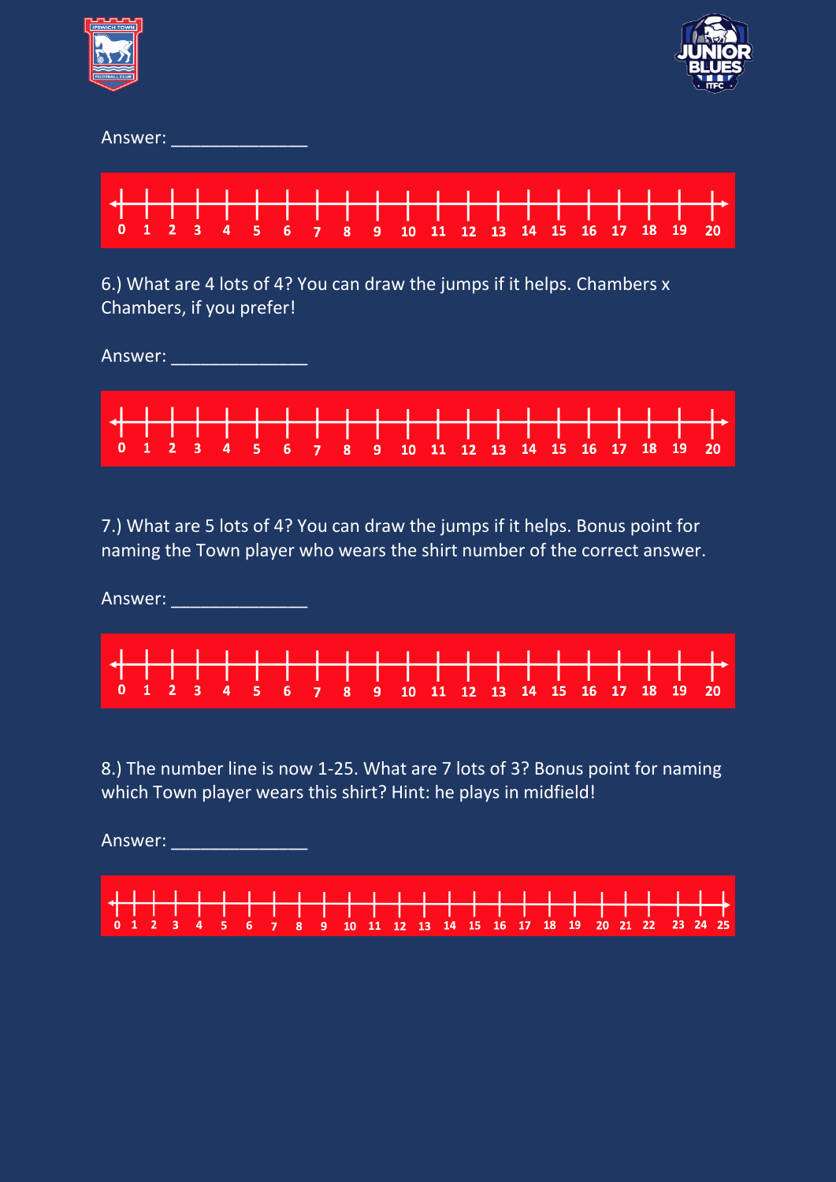Answer: ______________

0 1 2 3 4 5 6 7 8 9 10 11 12 13 14 15 16 17 18 19 20

6.) What are 4 lots of 4? You can draw the jumps if it helps. Chambers x Chambers, if you prefer!

Answer: ______________

0 1 2 3 4 5 6 7 8 9 10 11 12 13 14 15 16 17 18 19 20

7.) What are 5 lots of 4? You can draw the jumps if it helps. Bonus point for naming the Town player who wears the shirt number of the correct answer.

Answer: ______________

0 1 2 3 4 5 6 7 8 9 10 11 12 13 14 15 16 17 18 19 20

8.) The number line is now 1-25. What are 7 lots of 3? Bonus point for naming which Town player wears this shirt? Hint: he plays in midfield!

Answer: ______________

0 1 2 3 4 5 6 7 8 9 10 11 12 13 14 15 16 17 18 19 20 21 22 23 24 25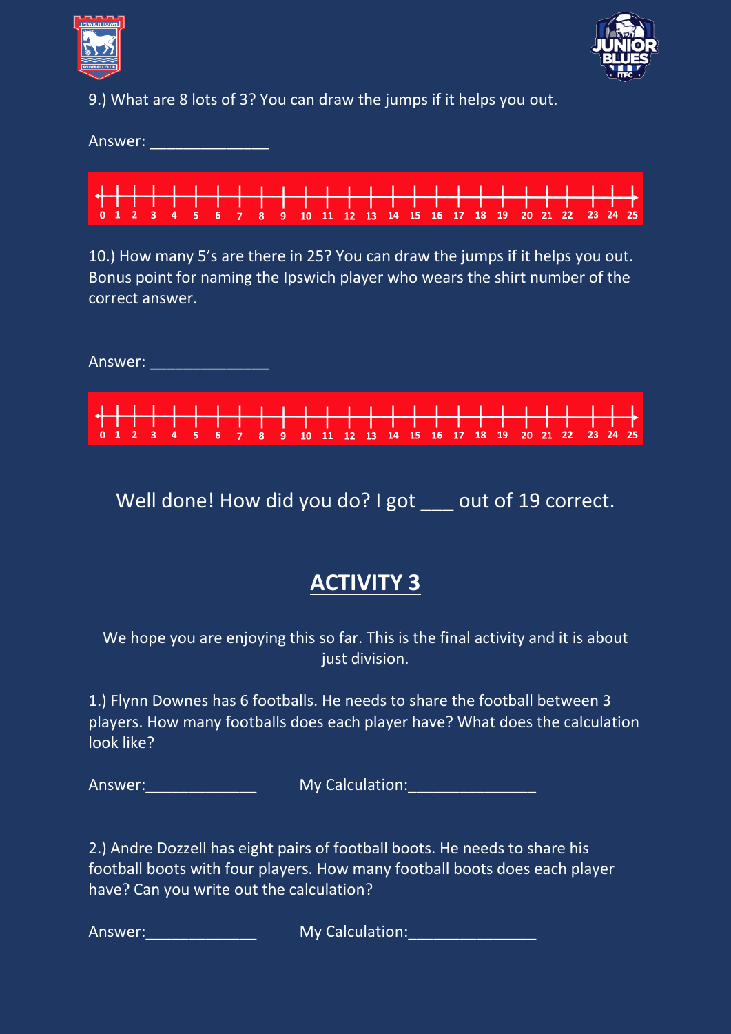9.) What are 8 lots of 3? You can draw the jumps if it helps you out.

Answer: ______________

0 1 2 3 4 5 6 7 8 9 10 11 12 13 14 15 16 17 18 19 20 21 22 23 24 25

10.) How many 5's are there in 25? You can draw the jumps if it helps you out. Bonus point for naming the Ipswich player who wears the shirt number of the correct answer.

Answer: ______________

0 1 2 3 4 5 6 7 8 9 10 11 12 13 14 15 16 17 18 19 20 21 22 23 24 25

Well done! How did you do? I got ___ out of 19 correct.

## ACTIVITY 3

We hope you are enjoying this so far. This is the final activity and it is about just division.

1.) Flynn Downes has 6 footballs. He needs to share the football between 3 players. How many footballs does each player have? What does the calculation look like?

Answer:_____________ My Calculation:_______________

2.) Andre Dozzell has eight pairs of football boots. He needs to share his football boots with four players. How many football boots does each player have? Can you write out the calculation?

Answer:_____________ My Calculation:_______________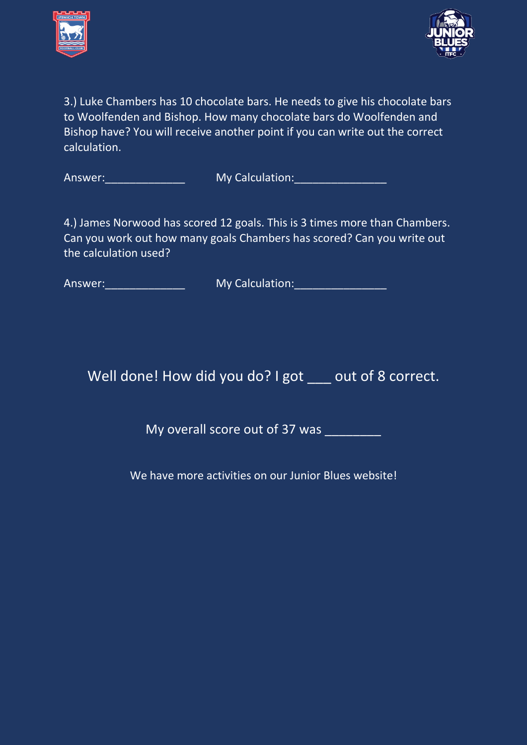3.) Luke Chambers has 10 chocolate bars. He needs to give his chocolate bars to Woolfenden and Bishop. How many chocolate bars do Woolfenden and Bishop have? You will receive another point if you can write out the correct calculation.

Answer:_____________ My Calculation:_______________

4.) James Norwood has scored 12 goals. This is 3 times more than Chambers. Can you work out how many goals Chambers has scored? Can you write out the calculation used?

Answer:_____________ My Calculation:_______________

Well done! How did you do? I got ___ out of 8 correct.

My overall score out of 37 was ________

We have more activities on our Junior Blues website!